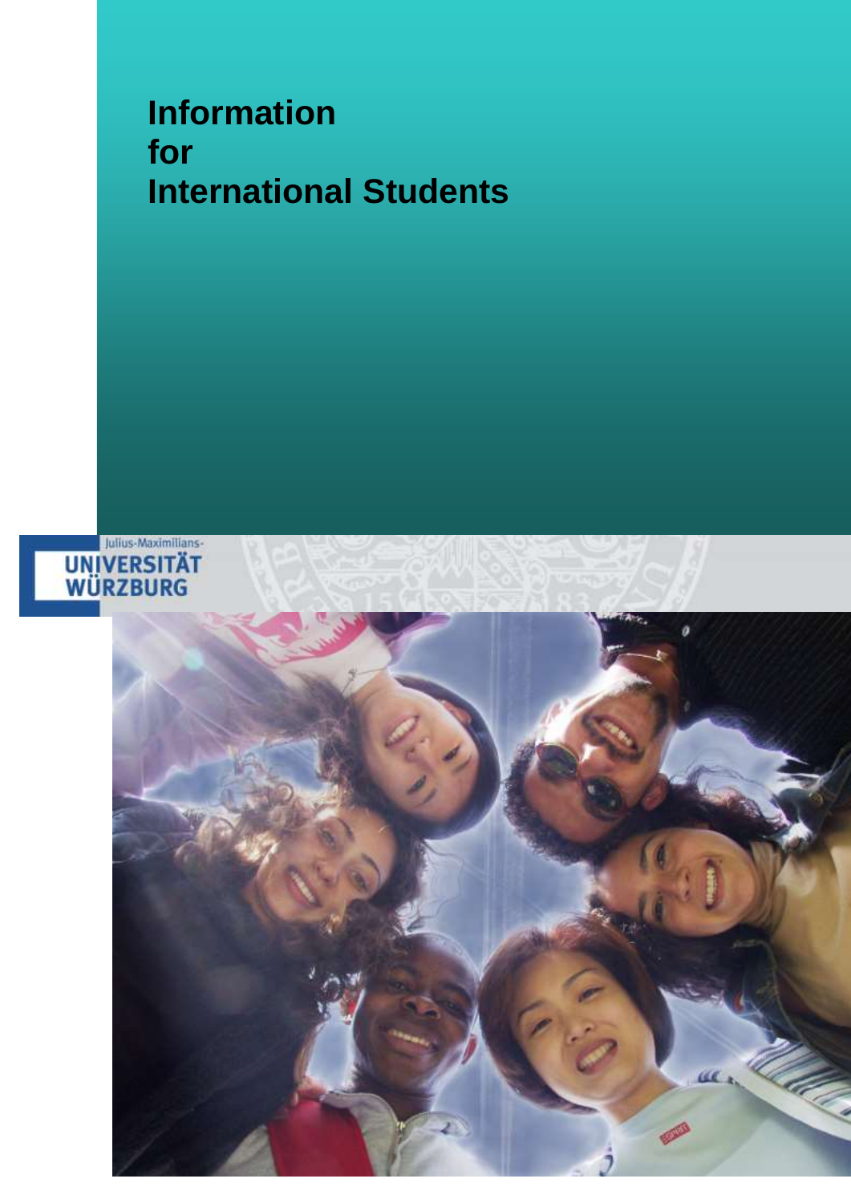# Information for International Students

Julius-Maximilians-
UNIVERSITÄT
WÜRZBURG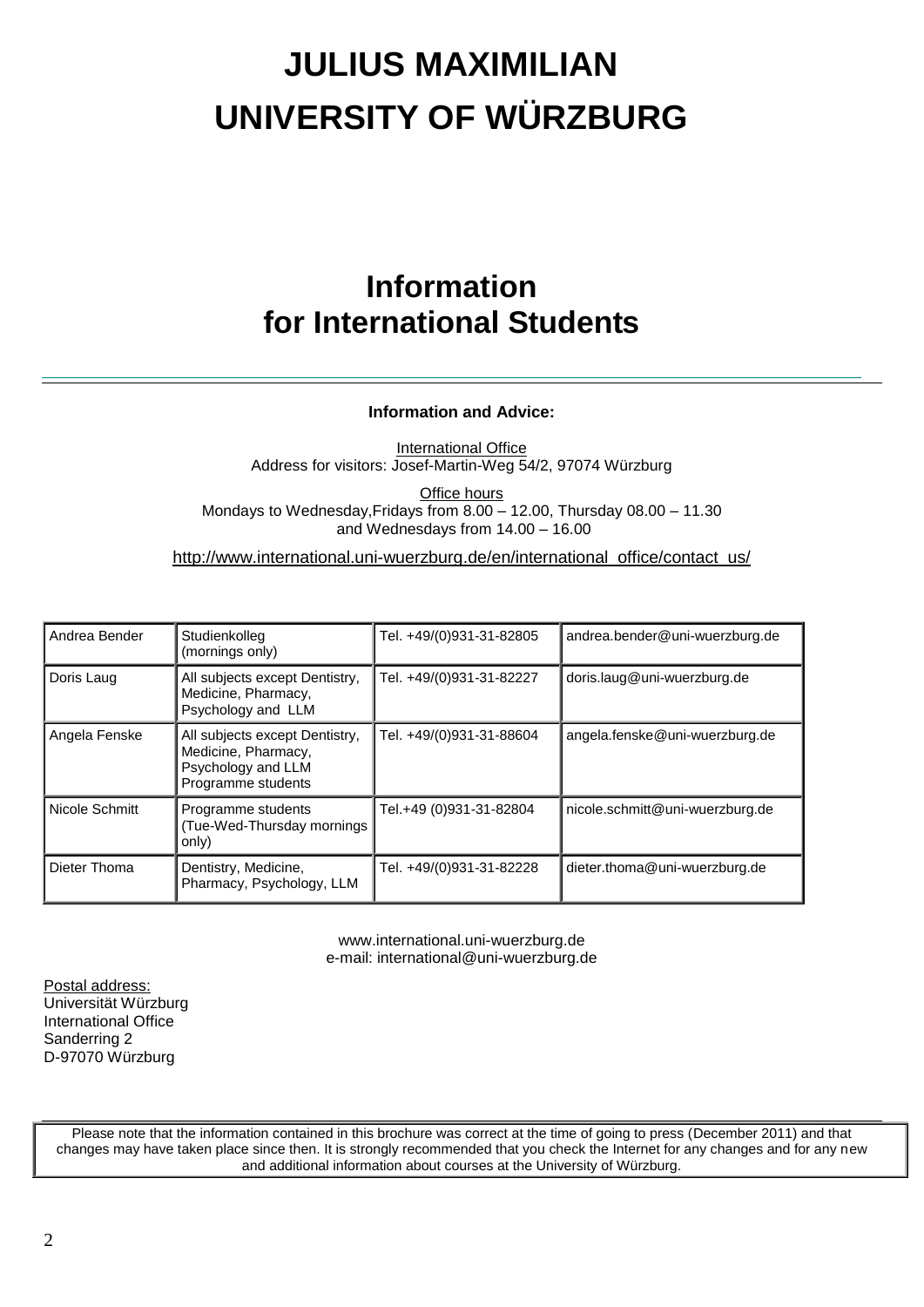# JULIUS MAXIMILIAN UNIVERSITY OF WÜRZBURG

## Information for International Students

---

**Information and Advice:**

International Office
Address for visitors: Josef-Martin-Weg 54/2, 97074 Würzburg

Office hours
Mondays to Wednesday,Fridays from 8.00 – 12.00, Thursday 08.00 – 11.30
and Wednesdays from 14.00 – 16.00

http://www.international.uni-wuerzburg.de/en/international_office/contact_us/

| Andrea Bender | Studienkolleg (mornings only) | Tel. +49/(0)931-31-82805 | andrea.bender@uni-wuerzburg.de |
|---|---|---|---|
| Doris Laug | All subjects except Dentistry, Medicine, Pharmacy, Psychology and LLM | Tel. +49/(0)931-31-82227 | doris.laug@uni-wuerzburg.de |
| Angela Fenske | All subjects except Dentistry, Medicine, Pharmacy, Psychology and LLM Programme students | Tel. +49/(0)931-31-88604 | angela.fenske@uni-wuerzburg.de |
| Nicole Schmitt | Programme students (Tue-Wed-Thursday mornings only) | Tel.+49 (0)931-31-82804 | nicole.schmitt@uni-wuerzburg.de |
| Dieter Thoma | Dentistry, Medicine, Pharmacy, Psychology, LLM | Tel. +49/(0)931-31-82228 | dieter.thoma@uni-wuerzburg.de |

www.international.uni-wuerzburg.de
e-mail: international@uni-wuerzburg.de

Postal address:
Universität Würzburg
International Office
Sanderring 2
D-97070 Würzburg

---

Please note that the information contained in this brochure was correct at the time of going to press (December 2011) and that changes may have taken place since then. It is strongly recommended that you check the Internet for any changes and for any new and additional information about courses at the University of Würzburg.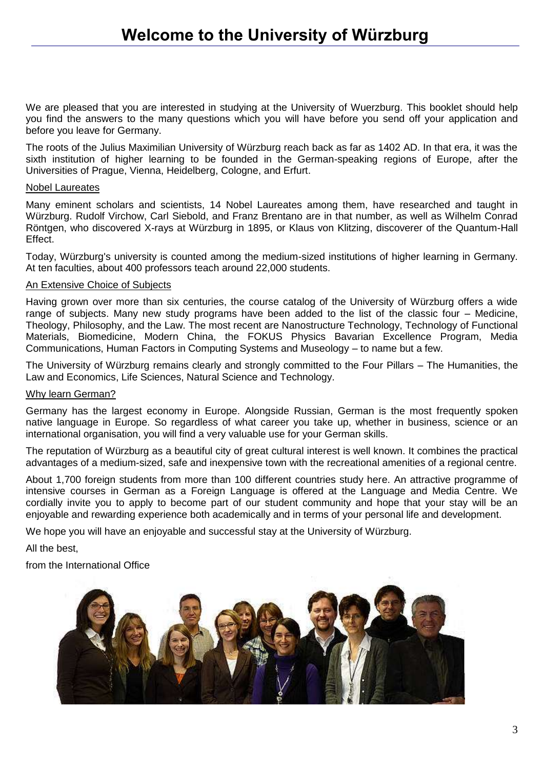# Welcome to the University of Würzburg

We are pleased that you are interested in studying at the University of Wuerzburg. This booklet should help you find the answers to the many questions which you will have before you send off your application and before you leave for Germany.

The roots of the Julius Maximilian University of Würzburg reach back as far as 1402 AD. In that era, it was the sixth institution of higher learning to be founded in the German-speaking regions of Europe, after the Universities of Prague, Vienna, Heidelberg, Cologne, and Erfurt.

## Nobel Laureates

Many eminent scholars and scientists, 14 Nobel Laureates among them, have researched and taught in Würzburg. Rudolf Virchow, Carl Siebold, and Franz Brentano are in that number, as well as Wilhelm Conrad Röntgen, who discovered X-rays at Würzburg in 1895, or Klaus von Klitzing, discoverer of the Quantum-Hall Effect.

Today, Würzburg's university is counted among the medium-sized institutions of higher learning in Germany. At ten faculties, about 400 professors teach around 22,000 students.

## An Extensive Choice of Subjects

Having grown over more than six centuries, the course catalog of the University of Würzburg offers a wide range of subjects. Many new study programs have been added to the list of the classic four – Medicine, Theology, Philosophy, and the Law. The most recent are Nanostructure Technology, Technology of Functional Materials, Biomedicine, Modern China, the FOKUS Physics Bavarian Excellence Program, Media Communications, Human Factors in Computing Systems and Museology – to name but a few.

The University of Würzburg remains clearly and strongly committed to the Four Pillars – The Humanities, the Law and Economics, Life Sciences, Natural Science and Technology.

## Why learn German?

Germany has the largest economy in Europe. Alongside Russian, German is the most frequently spoken native language in Europe. So regardless of what career you take up, whether in business, science or an international organisation, you will find a very valuable use for your German skills.

The reputation of Würzburg as a beautiful city of great cultural interest is well known. It combines the practical advantages of a medium-sized, safe and inexpensive town with the recreational amenities of a regional centre.

About 1,700 foreign students from more than 100 different countries study here. An attractive programme of intensive courses in German as a Foreign Language is offered at the Language and Media Centre. We cordially invite you to apply to become part of our student community and hope that your stay will be an enjoyable and rewarding experience both academically and in terms of your personal life and development.

We hope you will have an enjoyable and successful stay at the University of Würzburg.

All the best,

from the International Office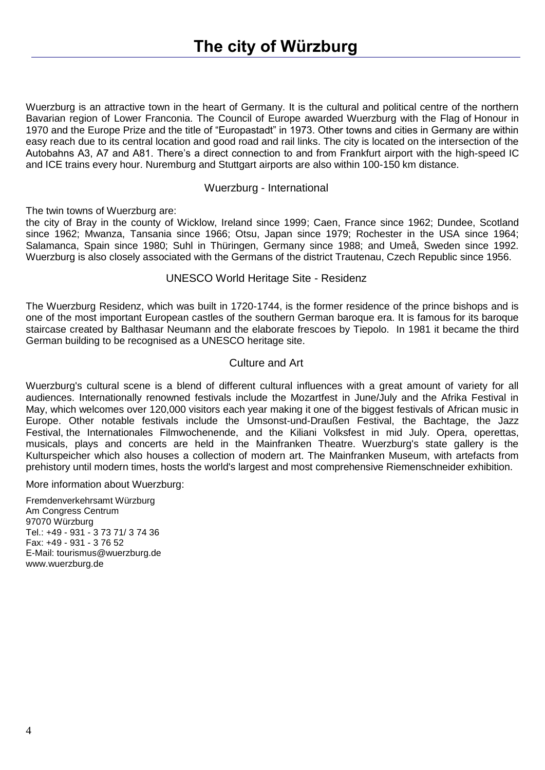# The city of Würzburg

Wuerzburg is an attractive town in the heart of Germany. It is the cultural and political centre of the northern Bavarian region of Lower Franconia. The Council of Europe awarded Wuerzburg with the Flag of Honour in 1970 and the Europe Prize and the title of "Europastadt" in 1973. Other towns and cities in Germany are within easy reach due to its central location and good road and rail links. The city is located on the intersection of the Autobahns A3, A7 and A81. There's a direct connection to and from Frankfurt airport with the high-speed IC and ICE trains every hour. Nuremburg and Stuttgart airports are also within 100-150 km distance.

## Wuerzburg - International

The twin towns of Wuerzburg are:
the city of Bray in the county of Wicklow, Ireland since 1999; Caen, France since 1962; Dundee, Scotland since 1962; Mwanza, Tansania since 1966; Otsu, Japan since 1979; Rochester in the USA since 1964; Salamanca, Spain since 1980; Suhl in Thüringen, Germany since 1988; and Umeå, Sweden since 1992. Wuerzburg is also closely associated with the Germans of the district Trautenau, Czech Republic since 1956.

## UNESCO World Heritage Site - Residenz

The Wuerzburg Residenz, which was built in 1720-1744, is the former residence of the prince bishops and is one of the most important European castles of the southern German baroque era. It is famous for its baroque staircase created by Balthasar Neumann and the elaborate frescoes by Tiepolo. In 1981 it became the third German building to be recognised as a UNESCO heritage site.

## Culture and Art

Wuerzburg's cultural scene is a blend of different cultural influences with a great amount of variety for all audiences. Internationally renowned festivals include the Mozartfest in June/July and the Afrika Festival in May, which welcomes over 120,000 visitors each year making it one of the biggest festivals of African music in Europe. Other notable festivals include the Umsonst-und-Draußen Festival, the Bachtage, the Jazz Festival, the Internationales Filmwochenende, and the Kiliani Volksfest in mid July. Opera, operettas, musicals, plays and concerts are held in the Mainfranken Theatre. Wuerzburg's state gallery is the Kulturspeicher which also houses a collection of modern art. The Mainfranken Museum, with artefacts from prehistory until modern times, hosts the world's largest and most comprehensive Riemenschneider exhibition.

More information about Wuerzburg:

Fremdenverkehrsamt Würzburg
Am Congress Centrum
97070 Würzburg
Tel.: +49 - 931 - 3 73 71/ 3 74 36
Fax: +49 - 931 - 3 76 52
E-Mail: tourismus@wuerzburg.de
www.wuerzburg.de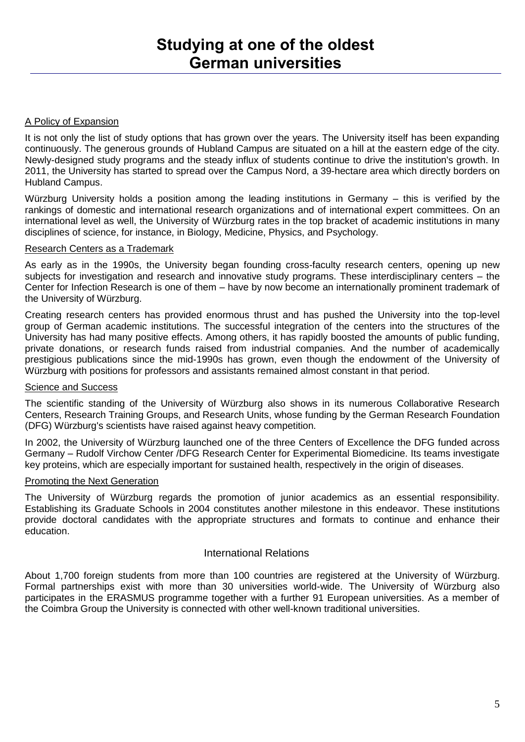# Studying at one of the oldest German universities

A Policy of Expansion

It is not only the list of study options that has grown over the years. The University itself has been expanding continuously. The generous grounds of Hubland Campus are situated on a hill at the eastern edge of the city. Newly-designed study programs and the steady influx of students continue to drive the institution's growth. In 2011, the University has started to spread over the Campus Nord, a 39-hectare area which directly borders on Hubland Campus.

Würzburg University holds a position among the leading institutions in Germany – this is verified by the rankings of domestic and international research organizations and of international expert committees. On an international level as well, the University of Würzburg rates in the top bracket of academic institutions in many disciplines of science, for instance, in Biology, Medicine, Physics, and Psychology.

Research Centers as a Trademark

As early as in the 1990s, the University began founding cross-faculty research centers, opening up new subjects for investigation and research and innovative study programs. These interdisciplinary centers – the Center for Infection Research is one of them – have by now become an internationally prominent trademark of the University of Würzburg.

Creating research centers has provided enormous thrust and has pushed the University into the top-level group of German academic institutions. The successful integration of the centers into the structures of the University has had many positive effects. Among others, it has rapidly boosted the amounts of public funding, private donations, or research funds raised from industrial companies. And the number of academically prestigious publications since the mid-1990s has grown, even though the endowment of the University of Würzburg with positions for professors and assistants remained almost constant in that period.

Science and Success

The scientific standing of the University of Würzburg also shows in its numerous Collaborative Research Centers, Research Training Groups, and Research Units, whose funding by the German Research Foundation (DFG) Würzburg's scientists have raised against heavy competition.

In 2002, the University of Würzburg launched one of the three Centers of Excellence the DFG funded across Germany – Rudolf Virchow Center /DFG Research Center for Experimental Biomedicine. Its teams investigate key proteins, which are especially important for sustained health, respectively in the origin of diseases.

Promoting the Next Generation

The University of Würzburg regards the promotion of junior academics as an essential responsibility. Establishing its Graduate Schools in 2004 constitutes another milestone in this endeavor. These institutions provide doctoral candidates with the appropriate structures and formats to continue and enhance their education.

## International Relations

About 1,700 foreign students from more than 100 countries are registered at the University of Würzburg. Formal partnerships exist with more than 30 universities world-wide. The University of Würzburg also participates in the ERASMUS programme together with a further 91 European universities. As a member of the Coimbra Group the University is connected with other well-known traditional universities.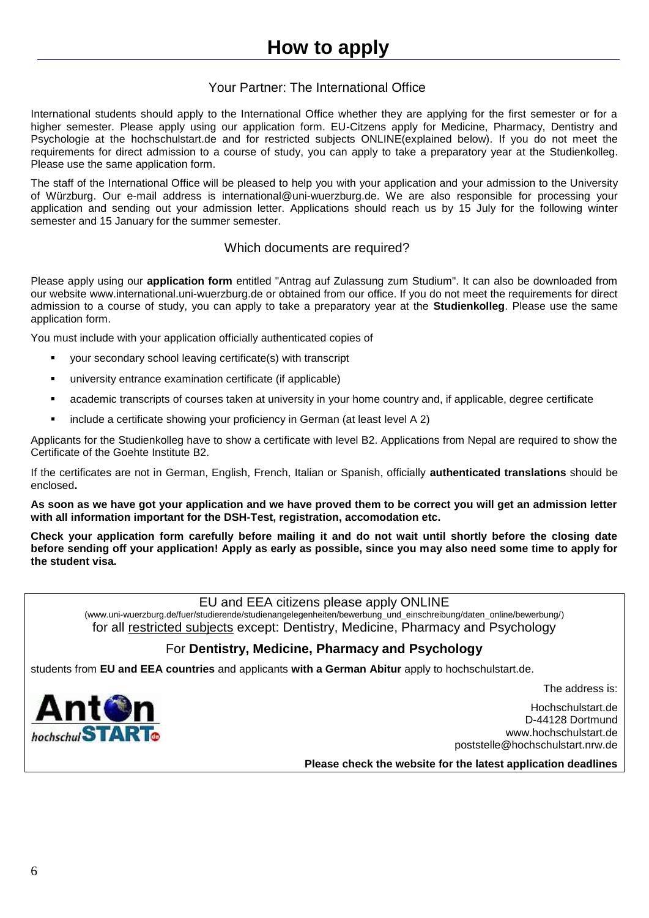# How to apply

## Your Partner: The International Office

International students should apply to the International Office whether they are applying for the first semester or for a higher semester. Please apply using our application form. EU-Citzens apply for Medicine, Pharmacy, Dentistry and Psychologie at the hochschulstart.de and for restricted subjects ONLINE(explained below). If you do not meet the requirements for direct admission to a course of study, you can apply to take a preparatory year at the Studienkolleg. Please use the same application form.

The staff of the International Office will be pleased to help you with your application and your admission to the University of Würzburg. Our e-mail address is international@uni-wuerzburg.de. We are also responsible for processing your application and sending out your admission letter. Applications should reach us by 15 July for the following winter semester and 15 January for the summer semester.

## Which documents are required?

Please apply using our **application form** entitled "Antrag auf Zulassung zum Studium". It can also be downloaded from our website www.international.uni-wuerzburg.de or obtained from our office. If you do not meet the requirements for direct admission to a course of study, you can apply to take a preparatory year at the **Studienkolleg**. Please use the same application form.

You must include with your application officially authenticated copies of

- your secondary school leaving certificate(s) with transcript
- university entrance examination certificate (if applicable)
- academic transcripts of courses taken at university in your home country and, if applicable, degree certificate
- include a certificate showing your proficiency in German (at least level A 2)

Applicants for the Studienkolleg have to show a certificate with level B2. Applications from Nepal are required to show the Certificate of the Goehte Institute B2.

If the certificates are not in German, English, French, Italian or Spanish, officially **authenticated translations** should be enclosed**.**

**As soon as we have got your application and we have proved them to be correct you will get an admission letter with all information important for the DSH-Test, registration, accomodation etc.**

**Check your application form carefully before mailing it and do not wait until shortly before the closing date before sending off your application! Apply as early as possible, since you may also need some time to apply for the student visa.**

EU and EEA citizens please apply ONLINE
(www.uni-wuerzburg.de/fuer/studierende/studienangelegenheiten/bewerbung_und_einschreibung/daten_online/bewerbung/)
for all restricted subjects except: Dentistry, Medicine, Pharmacy and Psychology

For **Dentistry, Medicine, Pharmacy and Psychology**

students from **EU and EEA countries** and applicants **with a German Abitur** apply to hochschulstart.de.

The address is:

Hochschulstart.de
D-44128 Dortmund
www.hochschulstart.de
poststelle@hochschulstart.nrw.de

**Please check the website for the latest application deadlines**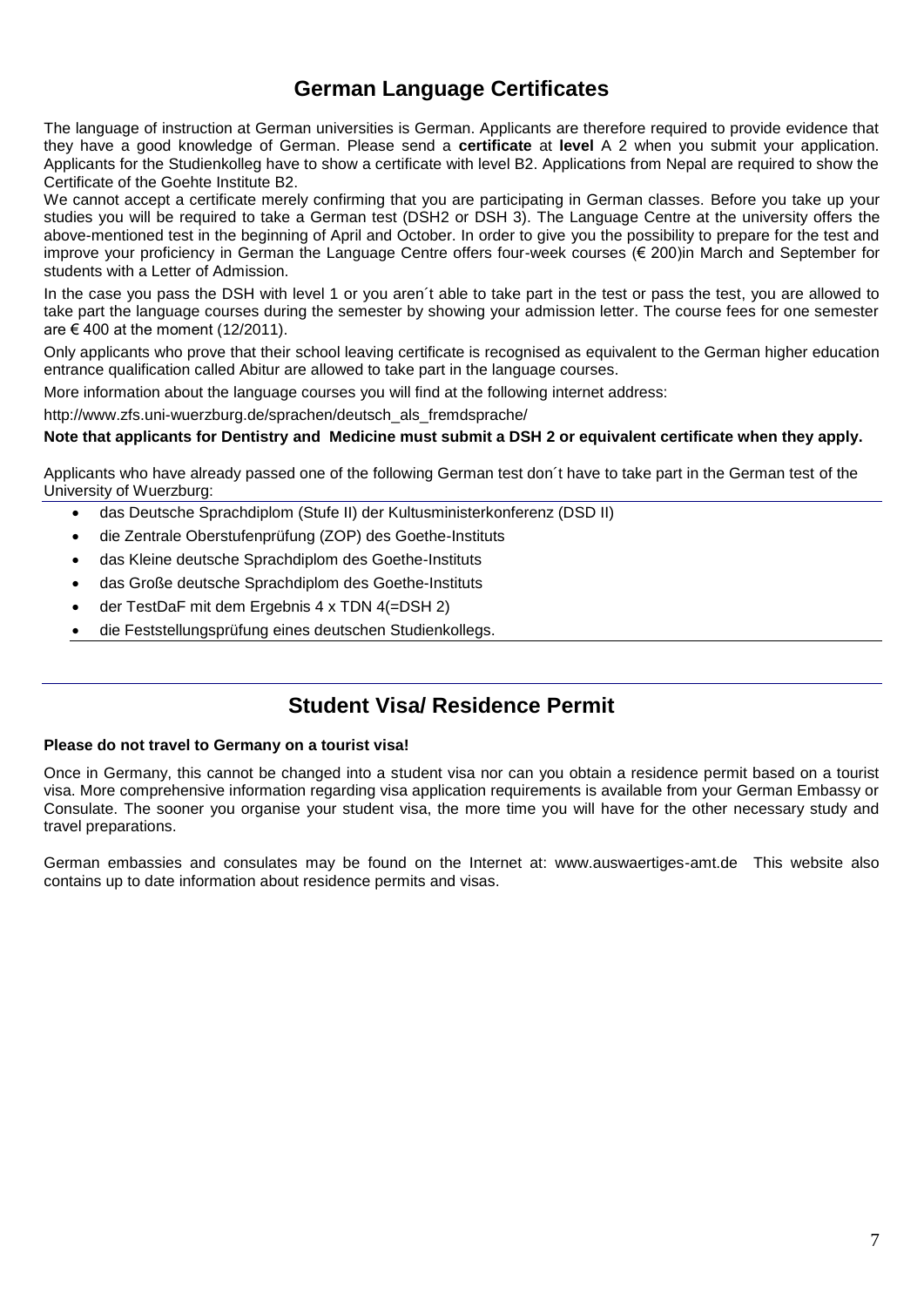## German Language Certificates

The language of instruction at German universities is German. Applicants are therefore required to provide evidence that they have a good knowledge of German. Please send a **certificate** at **level** A 2 when you submit your application. Applicants for the Studienkolleg have to show a certificate with level B2. Applications from Nepal are required to show the Certificate of the Goehte Institute B2.

We cannot accept a certificate merely confirming that you are participating in German classes. Before you take up your studies you will be required to take a German test (DSH2 or DSH 3). The Language Centre at the university offers the above-mentioned test in the beginning of April and October. In order to give you the possibility to prepare for the test and improve your proficiency in German the Language Centre offers four-week courses (€ 200)in March and September for students with a Letter of Admission.

In the case you pass the DSH with level 1 or you aren´t able to take part in the test or pass the test, you are allowed to take part the language courses during the semester by showing your admission letter. The course fees for one semester are € 400 at the moment (12/2011).

Only applicants who prove that their school leaving certificate is recognised as equivalent to the German higher education entrance qualification called Abitur are allowed to take part in the language courses.

More information about the language courses you will find at the following internet address:

http://www.zfs.uni-wuerzburg.de/sprachen/deutsch_als_fremdsprache/

**Note that applicants for Dentistry and Medicine must submit a DSH 2 or equivalent certificate when they apply.**

Applicants who have already passed one of the following German test don´t have to take part in the German test of the University of Wuerzburg:

- das Deutsche Sprachdiplom (Stufe II) der Kultusministerkonferenz (DSD II)
- die Zentrale Oberstufenprüfung (ZOP) des Goethe-Instituts
- das Kleine deutsche Sprachdiplom des Goethe-Instituts
- das Große deutsche Sprachdiplom des Goethe-Instituts
- der TestDaF mit dem Ergebnis 4 x TDN 4(=DSH 2)
- die Feststellungsprüfung eines deutschen Studienkollegs.

## Student Visa/ Residence Permit

**Please do not travel to Germany on a tourist visa!**

Once in Germany, this cannot be changed into a student visa nor can you obtain a residence permit based on a tourist visa. More comprehensive information regarding visa application requirements is available from your German Embassy or Consulate. The sooner you organise your student visa, the more time you will have for the other necessary study and travel preparations.

German embassies and consulates may be found on the Internet at: www.auswaertiges-amt.de This website also contains up to date information about residence permits and visas.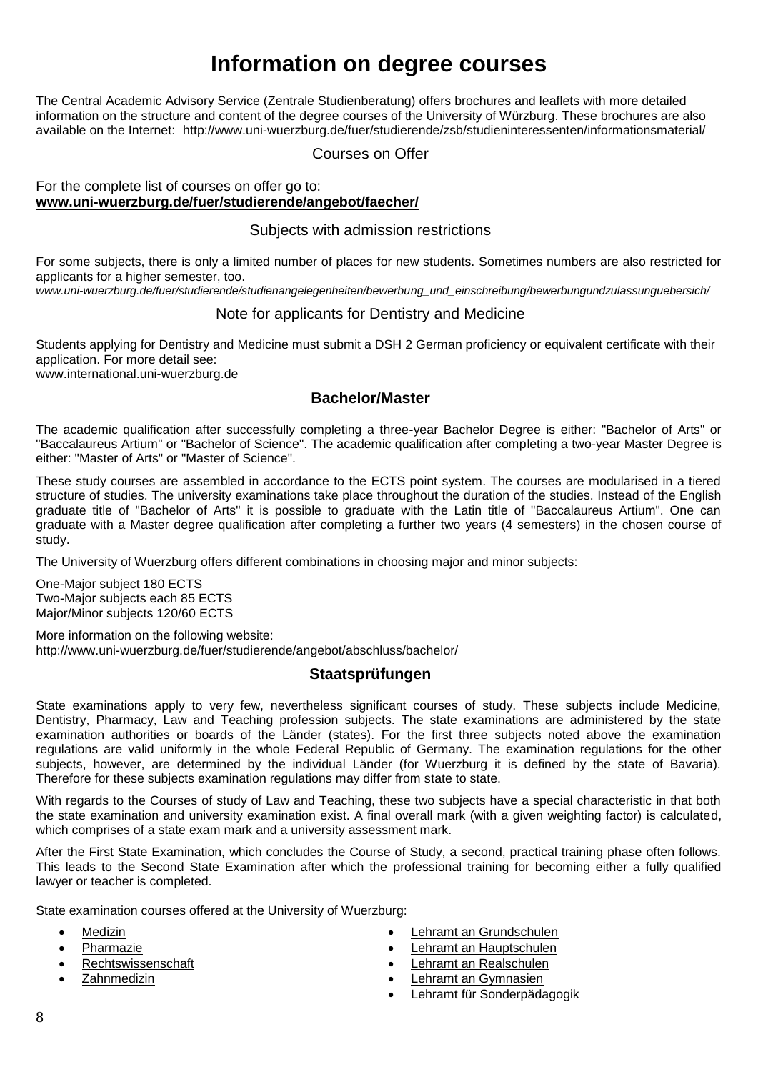# Information on degree courses

The Central Academic Advisory Service (Zentrale Studienberatung) offers brochures and leaflets with more detailed information on the structure and content of the degree courses of the University of Würzburg. These brochures are also available on the Internet: http://www.uni-wuerzburg.de/fuer/studierende/zsb/studieninteressenten/informationsmaterial/

## Courses on Offer

For the complete list of courses on offer go to:
**www.uni-wuerzburg.de/fuer/studierende/angebot/faecher/**

## Subjects with admission restrictions

For some subjects, there is only a limited number of places for new students. Sometimes numbers are also restricted for applicants for a higher semester, too.
*www.uni-wuerzburg.de/fuer/studierende/studienangelegenheiten/bewerbung_und_einschreibung/bewerbungundzulassunguebersich/*

## Note for applicants for Dentistry and Medicine

Students applying for Dentistry and Medicine must submit a DSH 2 German proficiency or equivalent certificate with their application. For more detail see:
www.international.uni-wuerzburg.de

## Bachelor/Master

The academic qualification after successfully completing a three-year Bachelor Degree is either: "Bachelor of Arts" or "Baccalaureus Artium" or "Bachelor of Science". The academic qualification after completing a two-year Master Degree is either: "Master of Arts" or "Master of Science".

These study courses are assembled in accordance to the ECTS point system. The courses are modularised in a tiered structure of studies. The university examinations take place throughout the duration of the studies. Instead of the English graduate title of "Bachelor of Arts" it is possible to graduate with the Latin title of "Baccalaureus Artium". One can graduate with a Master degree qualification after completing a further two years (4 semesters) in the chosen course of study.

The University of Wuerzburg offers different combinations in choosing major and minor subjects:

One-Major subject 180 ECTS
Two-Major subjects each 85 ECTS
Major/Minor subjects 120/60 ECTS

More information on the following website:
http://www.uni-wuerzburg.de/fuer/studierende/angebot/abschluss/bachelor/

## Staatsprüfungen

State examinations apply to very few, nevertheless significant courses of study. These subjects include Medicine, Dentistry, Pharmacy, Law and Teaching profession subjects. The state examinations are administered by the state examination authorities or boards of the Länder (states). For the first three subjects noted above the examination regulations are valid uniformly in the whole Federal Republic of Germany. The examination regulations for the other subjects, however, are determined by the individual Länder (for Wuerzburg it is defined by the state of Bavaria). Therefore for these subjects examination regulations may differ from state to state.

With regards to the Courses of study of Law and Teaching, these two subjects have a special characteristic in that both the state examination and university examination exist. A final overall mark (with a given weighting factor) is calculated, which comprises of a state exam mark and a university assessment mark.

After the First State Examination, which concludes the Course of Study, a second, practical training phase often follows. This leads to the Second State Examination after which the professional training for becoming either a fully qualified lawyer or teacher is completed.

State examination courses offered at the University of Wuerzburg:

- Medizin
- Pharmazie
- Rechtswissenschaft
- Zahnmedizin
- Lehramt an Grundschulen
- Lehramt an Hauptschulen
- Lehramt an Realschulen
- Lehramt an Gymnasien
- Lehramt für Sonderpädagogik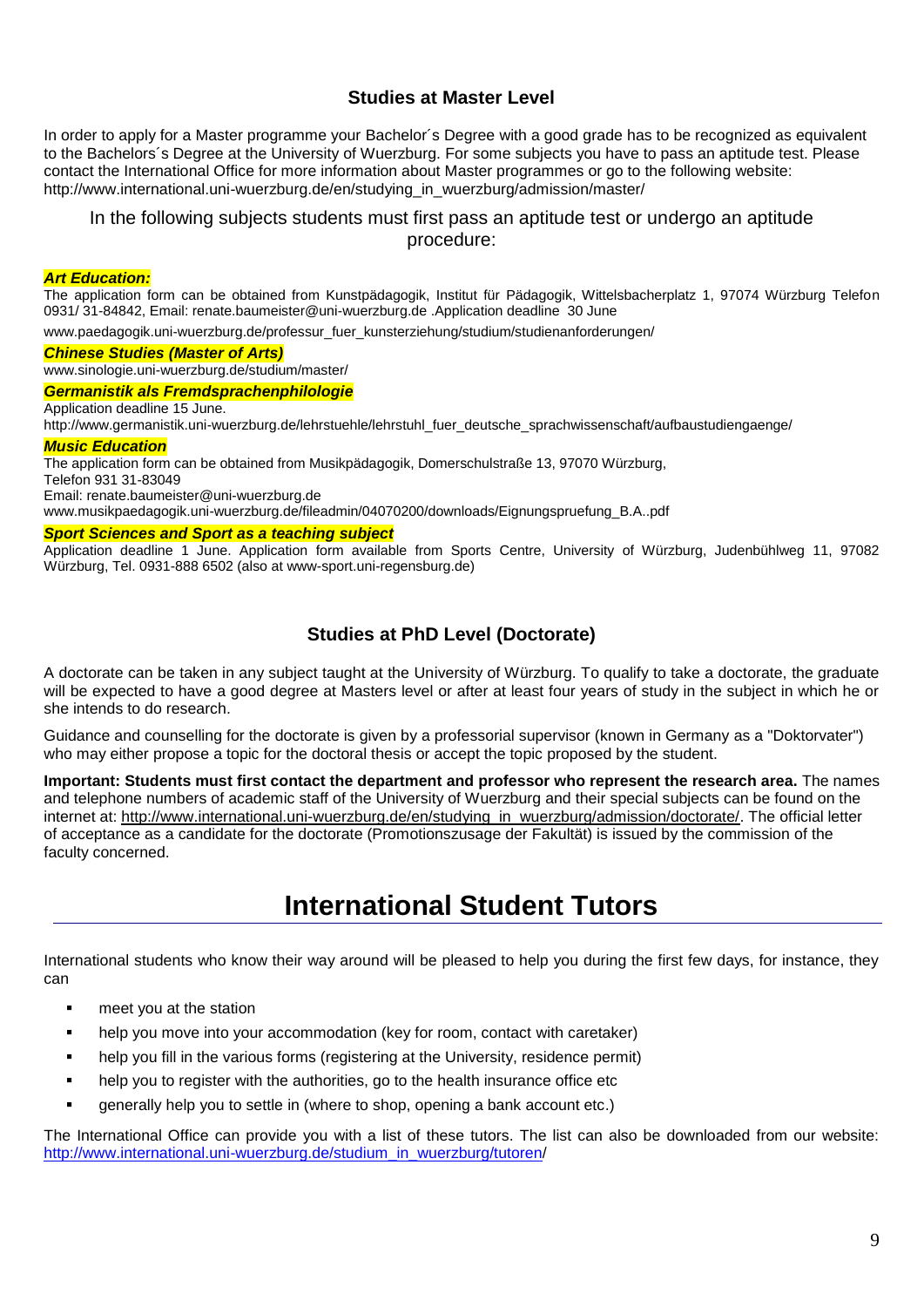## Studies at Master Level

In order to apply for a Master programme your Bachelor´s Degree with a good grade has to be recognized as equivalent to the Bachelors´s Degree at the University of Wuerzburg. For some subjects you have to pass an aptitude test. Please contact the International Office for more information about Master programmes or go to the following website: http://www.international.uni-wuerzburg.de/en/studying_in_wuerzburg/admission/master/

In the following subjects students must first pass an aptitude test or undergo an aptitude procedure:

***Art Education:***

The application form can be obtained from Kunstpädagogik, Institut für Pädagogik, Wittelsbacherplatz 1, 97074 Würzburg Telefon 0931/ 31-84842, Email: renate.baumeister@uni-wuerzburg.de .Application deadline 30 June

www.paedagogik.uni-wuerzburg.de/professur_fuer_kunsterziehung/studium/studienanforderungen/

***Chinese Studies (Master of Arts)***

www.sinologie.uni-wuerzburg.de/studium/master/

***Germanistik als Fremdsprachenphilologie***

Application deadline 15 June.

http://www.germanistik.uni-wuerzburg.de/lehrstuehle/lehrstuhl_fuer_deutsche_sprachwissenschaft/aufbaustudiengaenge/

***Music Education***

The application form can be obtained from Musikpädagogik, Domerschulstraße 13, 97070 Würzburg,
Telefon 931 31-83049
Email: renate.baumeister@uni-wuerzburg.de
www.musikpaedagogik.uni-wuerzburg.de/fileadmin/04070200/downloads/Eignungspruefung_B.A..pdf

***Sport Sciences and Sport as a teaching subject***

Application deadline 1 June. Application form available from Sports Centre, University of Würzburg, Judenbühlweg 11, 97082 Würzburg, Tel. 0931-888 6502 (also at www-sport.uni-regensburg.de)

## Studies at PhD Level (Doctorate)

A doctorate can be taken in any subject taught at the University of Würzburg. To qualify to take a doctorate, the graduate will be expected to have a good degree at Masters level or after at least four years of study in the subject in which he or she intends to do research.

Guidance and counselling for the doctorate is given by a professorial supervisor (known in Germany as a "Doktorvater") who may either propose a topic for the doctoral thesis or accept the topic proposed by the student.

**Important: Students must first contact the department and professor who represent the research area.** The names and telephone numbers of academic staff of the University of Wuerzburg and their special subjects can be found on the internet at: http://www.international.uni-wuerzburg.de/en/studying_in_wuerzburg/admission/doctorate/. The official letter of acceptance as a candidate for the doctorate (Promotionszusage der Fakultät) is issued by the commission of the faculty concerned.

# International Student Tutors

International students who know their way around will be pleased to help you during the first few days, for instance, they can

- meet you at the station
- help you move into your accommodation (key for room, contact with caretaker)
- help you fill in the various forms (registering at the University, residence permit)
- help you to register with the authorities, go to the health insurance office etc
- generally help you to settle in (where to shop, opening a bank account etc.)

The International Office can provide you with a list of these tutors. The list can also be downloaded from our website: http://www.international.uni-wuerzburg.de/studium_in_wuerzburg/tutoren/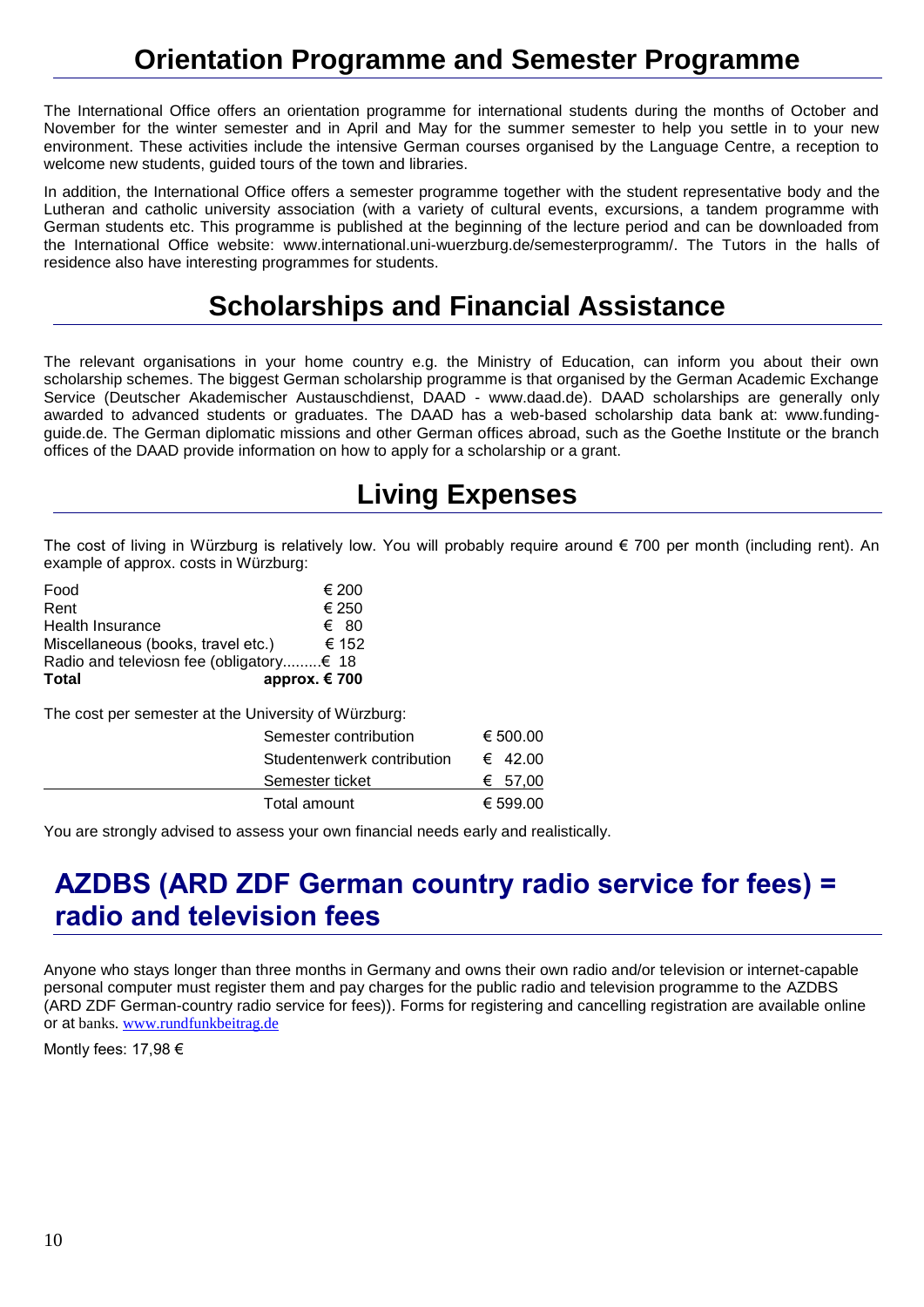# Orientation Programme and Semester Programme

The International Office offers an orientation programme for international students during the months of October and November for the winter semester and in April and May for the summer semester to help you settle in to your new environment. These activities include the intensive German courses organised by the Language Centre, a reception to welcome new students, guided tours of the town and libraries.

In addition, the International Office offers a semester programme together with the student representative body and the Lutheran and catholic university association (with a variety of cultural events, excursions, a tandem programme with German students etc. This programme is published at the beginning of the lecture period and can be downloaded from the International Office website: www.international.uni-wuerzburg.de/semesterprogramm/. The Tutors in the halls of residence also have interesting programmes for students.

# Scholarships and Financial Assistance

The relevant organisations in your home country e.g. the Ministry of Education, can inform you about their own scholarship schemes. The biggest German scholarship programme is that organised by the German Academic Exchange Service (Deutscher Akademischer Austauschdienst, DAAD - www.daad.de). DAAD scholarships are generally only awarded to advanced students or graduates. The DAAD has a web-based scholarship data bank at: www.funding-guide.de. The German diplomatic missions and other German offices abroad, such as the Goethe Institute or the branch offices of the DAAD provide information on how to apply for a scholarship or a grant.

# Living Expenses

The cost of living in Würzburg is relatively low. You will probably require around € 700 per month (including rent). An example of approx. costs in Würzburg:

| | |
|---|---|
| Food | € 200 |
| Rent | € 250 |
| Health Insurance | € 80 |
| Miscellaneous (books, travel etc.) | € 152 |
| Radio and televiosn fee (obligatory......... | € 18 |
| **Total** | **approx. € 700** |

The cost per semester at the University of Würzburg:

| | |
|---|---|
| Semester contribution | € 500.00 |
| Studentenwerk contribution | € 42.00 |
| Semester ticket | € 57,00 |
| Total amount | € 599.00 |

You are strongly advised to assess your own financial needs early and realistically.

# AZDBS (ARD ZDF German country radio service for fees) = radio and television fees

Anyone who stays longer than three months in Germany and owns their own radio and/or television or internet-capable personal computer must register them and pay charges for the public radio and television programme to the AZDBS (ARD ZDF German-country radio service for fees)). Forms for registering and cancelling registration are available online or at banks. www.rundfunkbeitrag.de

Montly fees: 17,98 €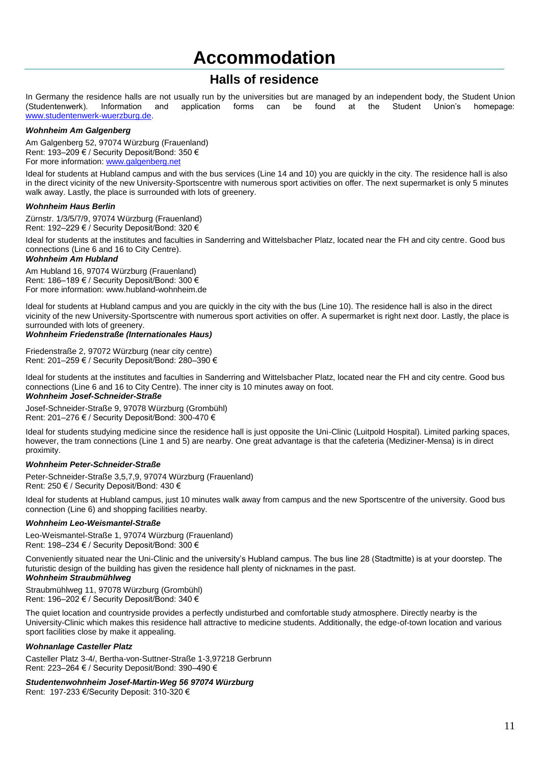# Accommodation

## Halls of residence

In Germany the residence halls are not usually run by the universities but are managed by an independent body, the Student Union (Studentenwerk). Information and application forms can be found at the Student Union's homepage: www.studentenwerk-wuerzburg.de.

***Wohnheim Am Galgenberg***

Am Galgenberg 52, 97074 Würzburg (Frauenland)
Rent: 193–209 € / Security Deposit/Bond: 350 €
For more information: www.galgenberg.net

Ideal for students at Hubland campus and with the bus services (Line 14 and 10) you are quickly in the city. The residence hall is also in the direct vicinity of the new University-Sportscentre with numerous sport activities on offer. The next supermarket is only 5 minutes walk away. Lastly, the place is surrounded with lots of greenery.

***Wohnheim Haus Berlin***

Zürnstr. 1/3/5/7/9, 97074 Würzburg (Frauenland)
Rent: 192–229 € / Security Deposit/Bond: 320 €

Ideal for students at the institutes and faculties in Sanderring and Wittelsbacher Platz, located near the FH and city centre. Good bus connections (Line 6 and 16 to City Centre).

***Wohnheim Am Hubland***

Am Hubland 16, 97074 Würzburg (Frauenland)
Rent: 186–189 € / Security Deposit/Bond: 300 €
For more information: www.hubland-wohnheim.de

Ideal for students at Hubland campus and you are quickly in the city with the bus (Line 10). The residence hall is also in the direct vicinity of the new University-Sportscentre with numerous sport activities on offer. A supermarket is right next door. Lastly, the place is surrounded with lots of greenery.

***Wohnheim Friedenstraße (Internationales Haus)***

Friedenstraße 2, 97072 Würzburg (near city centre)
Rent: 201–259 € / Security Deposit/Bond: 280–390 €

Ideal for students at the institutes and faculties in Sanderring and Wittelsbacher Platz, located near the FH and city centre. Good bus connections (Line 6 and 16 to City Centre). The inner city is 10 minutes away on foot.

***Wohnheim Josef-Schneider-Straße***

Josef-Schneider-Straße 9, 97078 Würzburg (Grombühl)
Rent: 201–276 € / Security Deposit/Bond: 300-470 €

Ideal for students studying medicine since the residence hall is just opposite the Uni-Clinic (Luitpold Hospital). Limited parking spaces, however, the tram connections (Line 1 and 5) are nearby. One great advantage is that the cafeteria (Mediziner-Mensa) is in direct proximity.

***Wohnheim Peter-Schneider-Straße***

Peter-Schneider-Straße 3,5,7,9, 97074 Würzburg (Frauenland)
Rent: 250 € / Security Deposit/Bond: 430 €

Ideal for students at Hubland campus, just 10 minutes walk away from campus and the new Sportscentre of the university. Good bus connection (Line 6) and shopping facilities nearby.

***Wohnheim Leo-Weismantel-Straße***

Leo-Weismantel-Straße 1, 97074 Würzburg (Frauenland)
Rent: 198–234 € / Security Deposit/Bond: 300 €

Conveniently situated near the Uni-Clinic and the university's Hubland campus. The bus line 28 (Stadtmitte) is at your doorstep. The futuristic design of the building has given the residence hall plenty of nicknames in the past.

***Wohnheim Straubmühlweg***

Straubmühlweg 11, 97078 Würzburg (Grombühl)
Rent: 196–202 € / Security Deposit/Bond: 340 €

The quiet location and countryside provides a perfectly undisturbed and comfortable study atmosphere. Directly nearby is the University-Clinic which makes this residence hall attractive to medicine students. Additionally, the edge-of-town location and various sport facilities close by make it appealing.

***Wohnanlage Casteller Platz***

Casteller Platz 3-4/, Bertha-von-Suttner-Straße 1-3,97218 Gerbrunn
Rent: 223–264 € / Security Deposit/Bond: 390–490 €

***Studentenwohnheim Josef-Martin-Weg 56 97074 Würzburg***

Rent: 197-233 €/Security Deposit: 310-320 €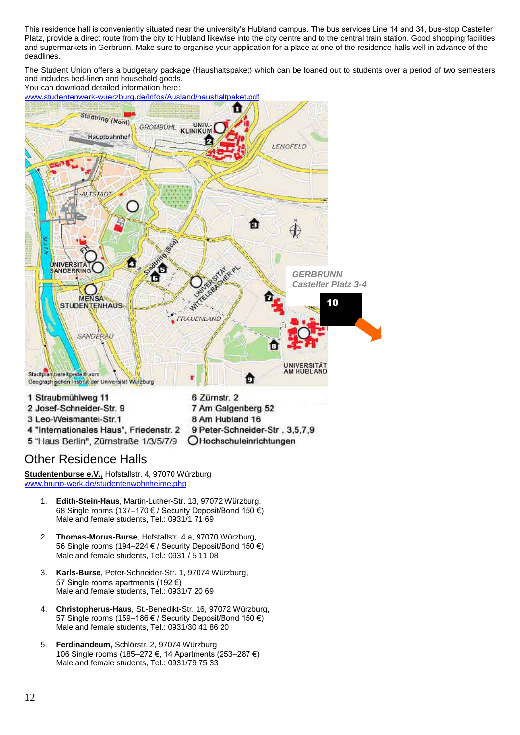This residence hall is conveniently situated near the university's Hubland campus. The bus services Line 14 and 34, bus-stop Casteller Platz, provide a direct route from the city to Hubland likewise into the city centre and to the central train station. Good shopping facilities and supermarkets in Gerbrunn. Make sure to organise your application for a place at one of the residence halls well in advance of the deadlines.

The Student Union offers a budgetary package (Haushaltspaket) which can be loaned out to students over a period of two semesters and includes bed-linen and household goods.
You can download detailed information here:
[www.studentenwerk-wuerzburg.de/Infos/Ausland/haushaltpaket.pdf](www.studentenwerk-wuerzburg.de/Infos/Ausland/haushaltpaket.pdf)

*GERBRUNN*
*Casteller Platz 3-4*

**10**

1 Straubmühlweg 11
2 Josef-Schneider-Str. 9
3 Leo-Weismantel-Str.1
4 "Internationales Haus", Friedenstr. 2
5 "Haus Berlin", Zürnstraße 1/3/5/7/9
6 Zürnstr. 2
7 Am Galgenberg 52
8 Am Hubland 16
9 Peter-Schneider-Str . 3,5,7,9
○ Hochschuleinrichtungen

## Other Residence Halls

**Studentenburse e.V.,** Hofstallstr. 4, 97070 Würzburg
[www.bruno-werk.de/studentenwohnheime.php](www.bruno-werk.de/studentenwohnheime.php)

1. **Edith-Stein-Haus**, Martin-Luther-Str. 13, 97072 Würzburg,
   68 Single rooms (137–170 € / Security Deposit/Bond 150 €)
   Male and female students, Tel.: 0931/1 71 69

2. **Thomas-Morus-Burse**, Hofstallstr. 4 a, 97070 Würzburg,
   56 Single rooms (194–224 € / Security Deposit/Bond 150 €)
   Male and female students, Tel.: 0931 / 5 11 08

3. **Karls-Burse**, Peter-Schneider-Str. 1, 97074 Würzburg,
   57 Single rooms apartments (192 €)
   Male and female students, Tel.: 0931/7 20 69

4. **Christopherus-Haus**, St.-Benedikt-Str. 16, 97072 Würzburg,
   57 Single rooms (159–186 € / Security Deposit/Bond 150 €)
   Male and female students, Tel.: 0931/30 41 86 20

5. **Ferdinandeum,** Schlörstr. 2, 97074 Würzburg
   106 Single rooms (185–272 €, 14 Apartments (253–287 €)
   Male and female students, Tel.: 0931/79 75 33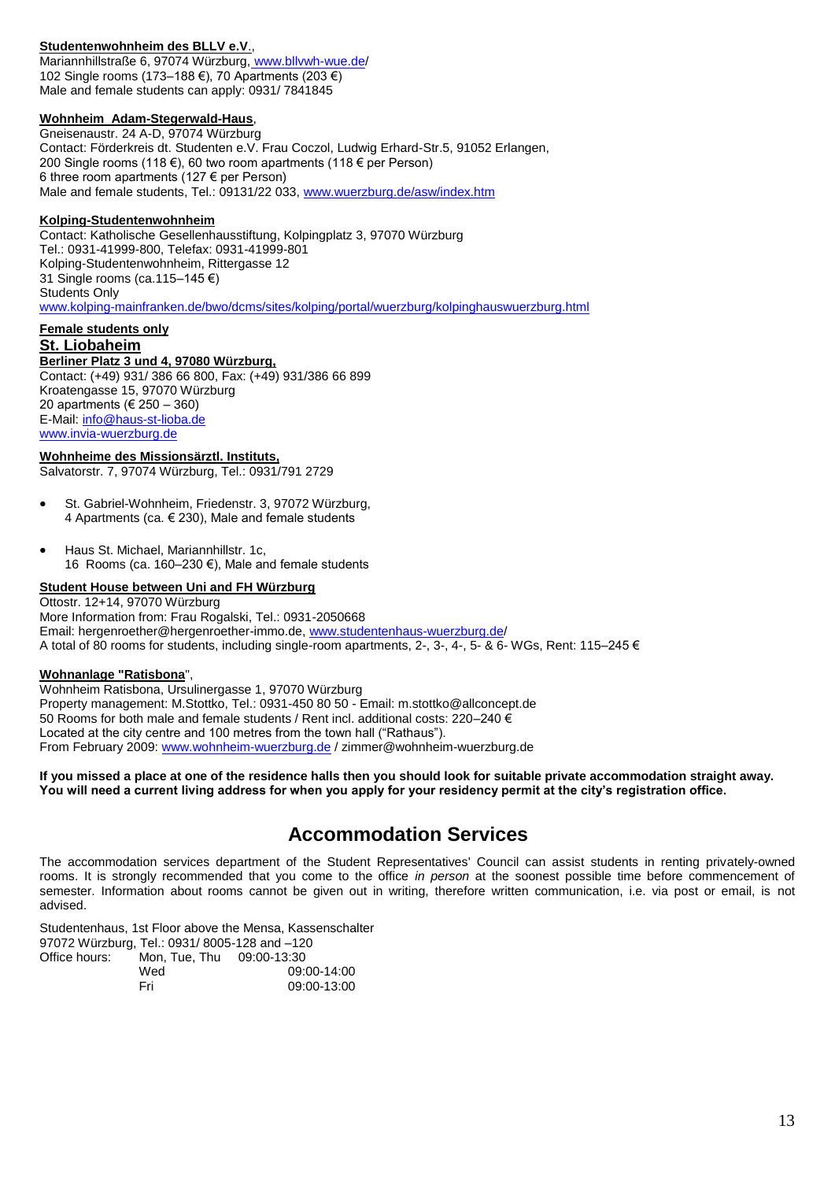**Studentenwohnheim des BLLV e.V.**,
Mariannhillstraße 6, 97074 Würzburg, www.bllvwh-wue.de/
102 Single rooms (173–188 €), 70 Apartments (203 €)
Male and female students can apply: 0931/ 7841845

**Wohnheim Adam-Stegerwald-Haus**,
Gneisenaustr. 24 A-D, 97074 Würzburg
Contact: Förderkreis dt. Studenten e.V. Frau Coczol, Ludwig Erhard-Str.5, 91052 Erlangen,
200 Single rooms (118 €), 60 two room apartments (118 € per Person)
6 three room apartments (127 € per Person)
Male and female students, Tel.: 09131/22 033, www.wuerzburg.de/asw/index.htm

**Kolping-Studentenwohnheim**
Contact: Katholische Gesellenhausstiftung, Kolpingplatz 3, 97070 Würzburg
Tel.: 0931-41999-800, Telefax: 0931-41999-801
Kolping-Studentenwohnheim, Rittergasse 12
31 Single rooms (ca.115–145 €)
Students Only
www.kolping-mainfranken.de/bwo/dcms/sites/kolping/portal/wuerzburg/kolpinghauswuerzburg.html

**Female students only**

**St. Liobaheim**

**Berliner Platz 3 und 4, 97080 Würzburg,**
Contact: (+49) 931/ 386 66 800, Fax: (+49) 931/386 66 899
Kroatengasse 15, 97070 Würzburg
20 apartments (€ 250 – 360)
E-Mail: info@haus-st-lioba.de
www.invia-wuerzburg.de

**Wohnheime des Missionsärztl. Instituts,**
Salvatorstr. 7, 97074 Würzburg, Tel.: 0931/791 2729

- St. Gabriel-Wohnheim, Friedenstr. 3, 97072 Würzburg,
  4 Apartments (ca. € 230), Male and female students
- Haus St. Michael, Mariannhillstr. 1c,
  16 Rooms (ca. 160–230 €), Male and female students

**Student House between Uni and FH Würzburg**
Ottostr. 12+14, 97070 Würzburg
More Information from: Frau Rogalski, Tel.: 0931-2050668
Email: hergenroether@hergenroether-immo.de, www.studentenhaus-wuerzburg.de/
A total of 80 rooms for students, including single-room apartments, 2-, 3-, 4-, 5- & 6- WGs, Rent: 115–245 €

**Wohnanlage "Ratisbona**",
Wohnheim Ratisbona, Ursulinergasse 1, 97070 Würzburg
Property management: M.Stottko, Tel.: 0931-450 80 50 - Email: m.stottko@allconcept.de
50 Rooms for both male and female students / Rent incl. additional costs: 220–240 €
Located at the city centre and 100 metres from the town hall ("Rathaus").
From February 2009: www.wohnheim-wuerzburg.de / zimmer@wohnheim-wuerzburg.de

**If you missed a place at one of the residence halls then you should look for suitable private accommodation straight away. You will need a current living address for when you apply for your residency permit at the city's registration office.**

# Accommodation Services

The accommodation services department of the Student Representatives' Council can assist students in renting privately-owned rooms. It is strongly recommended that you come to the office *in person* at the soonest possible time before commencement of semester. Information about rooms cannot be given out in writing, therefore written communication, i.e. via post or email, is not advised.

Studentenhaus, 1st Floor above the Mensa, Kassenschalter
97072 Würzburg, Tel.: 0931/ 8005-128 and –120

| Office hours: | Mon, Tue, Thu | 09:00-13:30 |
|---|---|---|
| | Wed | 09:00-14:00 |
| | Fri | 09:00-13:00 |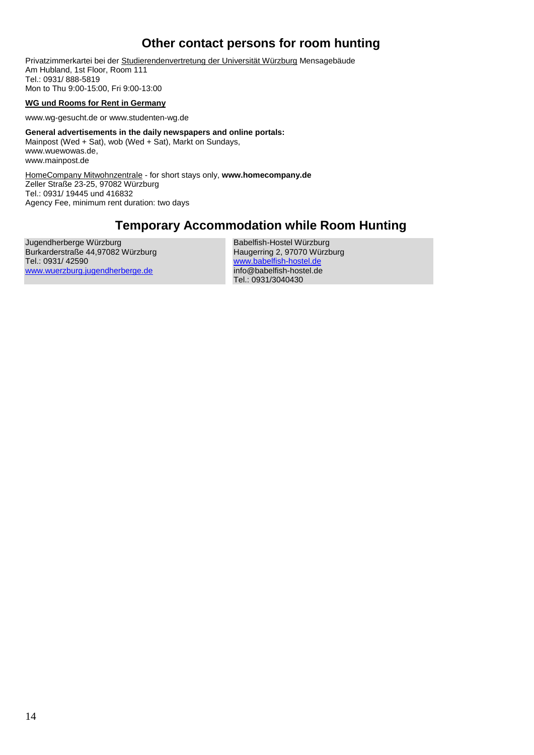## Other contact persons for room hunting

Privatzimmerkartei bei der Studierendenvertretung der Universität Würzburg Mensagebäude
Am Hubland, 1st Floor, Room 111
Tel.: 0931/ 888-5819
Mon to Thu 9:00-15:00, Fri 9:00-13:00

**WG und Rooms for Rent in Germany**

www.wg-gesucht.de or www.studenten-wg.de

**General advertisements in the daily newspapers and online portals:**
Mainpost (Wed + Sat), wob (Wed + Sat), Markt on Sundays,
www.wuewowas.de,
www.mainpost.de

HomeCompany Mitwohnzentrale - for short stays only, **www.homecompany.de**
Zeller Straße 23-25, 97082 Würzburg
Tel.: 0931/ 19445 und 416832
Agency Fee, minimum rent duration: two days

## Temporary Accommodation while Room Hunting

Jugendherberge Würzburg
Burkarderstraße 44,97082 Würzburg
Tel.: 0931/ 42590
www.wuerzburg.jugendherberge.de

Babelfish-Hostel Würzburg
Haugerring 2, 97070 Würzburg
www.babelfish-hostel.de
info@babelfish-hostel.de
Tel.: 0931/3040430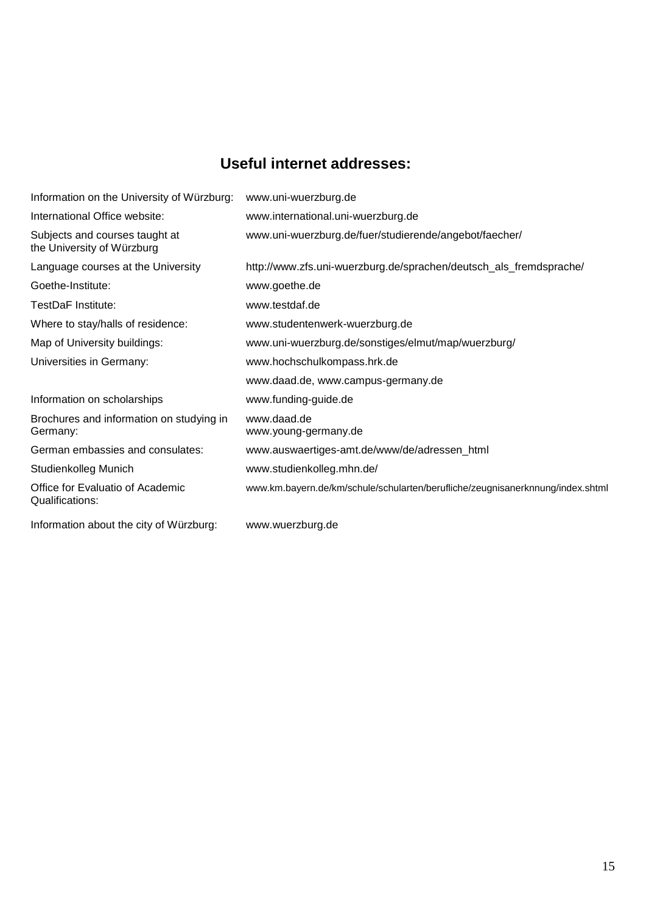## Useful internet addresses:

| | |
|---|---|
| Information on the University of Würzburg: | www.uni-wuerzburg.de |
| International Office website: | www.international.uni-wuerzburg.de |
| Subjects and courses taught at the University of Würzburg | www.uni-wuerzburg.de/fuer/studierende/angebot/faecher/ |
| Language courses at the University | http://www.zfs.uni-wuerzburg.de/sprachen/deutsch_als_fremdsprache/ |
| Goethe-Institute: | www.goethe.de |
| TestDaF Institute: | www.testdaf.de |
| Where to stay/halls of residence: | www.studentenwerk-wuerzburg.de |
| Map of University buildings: | www.uni-wuerzburg.de/sonstiges/elmut/map/wuerzburg/ |
| Universities in Germany: | www.hochschulkompass.hrk.de |
| | www.daad.de, www.campus-germany.de |
| Information on scholarships | www.funding-guide.de |
| Brochures and information on studying in Germany: | www.daad.de<br>www.young-germany.de |
| German embassies and consulates: | www.auswaertiges-amt.de/www/de/adressen_html |
| Studienkolleg Munich | www.studienkolleg.mhn.de/ |
| Office for Evaluatio of Academic Qualifications: | www.km.bayern.de/km/schule/schularten/berufliche/zeugnisanerknnung/index.shtml |
| Information about the city of Würzburg: | www.wuerzburg.de |